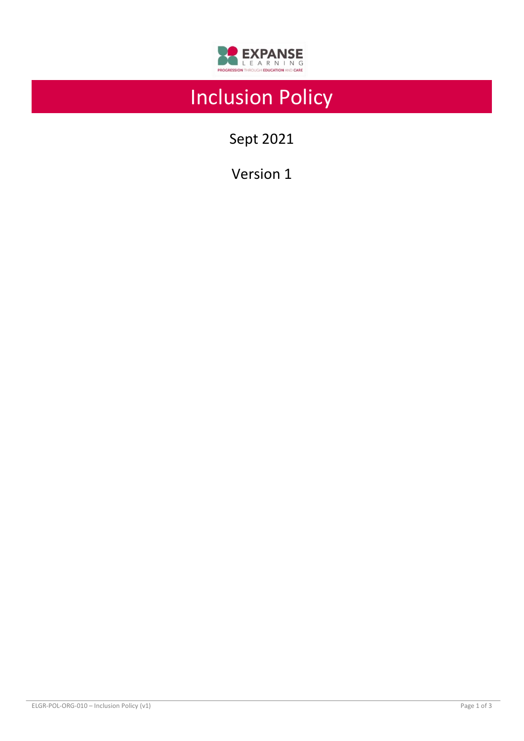# Inclusion Policy

Sept 2021

Version 1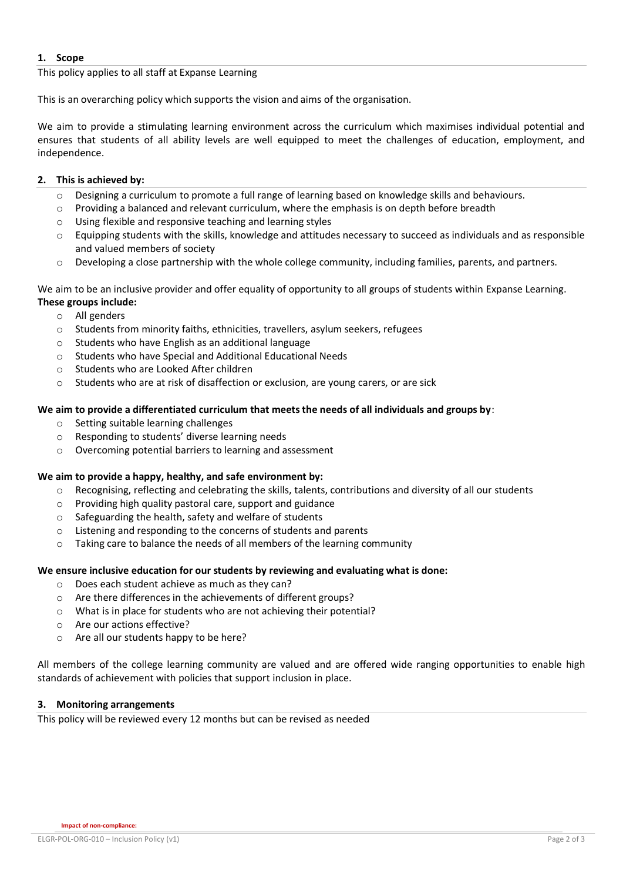## 1. Scope

This policy applies to all staff at Expanse Learning

This is an overarching policy which supports the vision and aims of the organisation.

We aim to provide a stimulating learning environment across the curriculum which maximises individual potential and ensures that students of all ability levels are well equipped to meet the challenges of education, employment, and independence.

## 2. This is achieved by:

- Designing a curriculum to promote a full range of learning based on knowledge skills and behaviours.
- Providing a balanced and relevant curriculum, where the emphasis is on depth before breadth
- Using flexible and responsive teaching and learning styles
- Equipping students with the skills, knowledge and attitudes necessary to succeed as individuals and as responsible and valued members of society
- Developing a close partnership with the whole college community, including families, parents, and partners.

We aim to be an inclusive provider and offer equality of opportunity to all groups of students within Expanse Learning.
**These groups include:**

- All genders
- Students from minority faiths, ethnicities, travellers, asylum seekers, refugees
- Students who have English as an additional language
- Students who have Special and Additional Educational Needs
- Students who are Looked After children
- Students who are at risk of disaffection or exclusion, are young carers, or are sick

**We aim to provide a differentiated curriculum that meets the needs of all individuals and groups by**:

- Setting suitable learning challenges
- Responding to students' diverse learning needs
- Overcoming potential barriers to learning and assessment

**We aim to provide a happy, healthy, and safe environment by:**

- Recognising, reflecting and celebrating the skills, talents, contributions and diversity of all our students
- Providing high quality pastoral care, support and guidance
- Safeguarding the health, safety and welfare of students
- Listening and responding to the concerns of students and parents
- Taking care to balance the needs of all members of the learning community

**We ensure inclusive education for our students by reviewing and evaluating what is done:**

- Does each student achieve as much as they can?
- Are there differences in the achievements of different groups?
- What is in place for students who are not achieving their potential?
- Are our actions effective?
- Are all our students happy to be here?

All members of the college learning community are valued and are offered wide ranging opportunities to enable high standards of achievement with policies that support inclusion in place.

## 3. Monitoring arrangements

This policy will be reviewed every 12 months but can be revised as needed

**Impact of non-compliance:**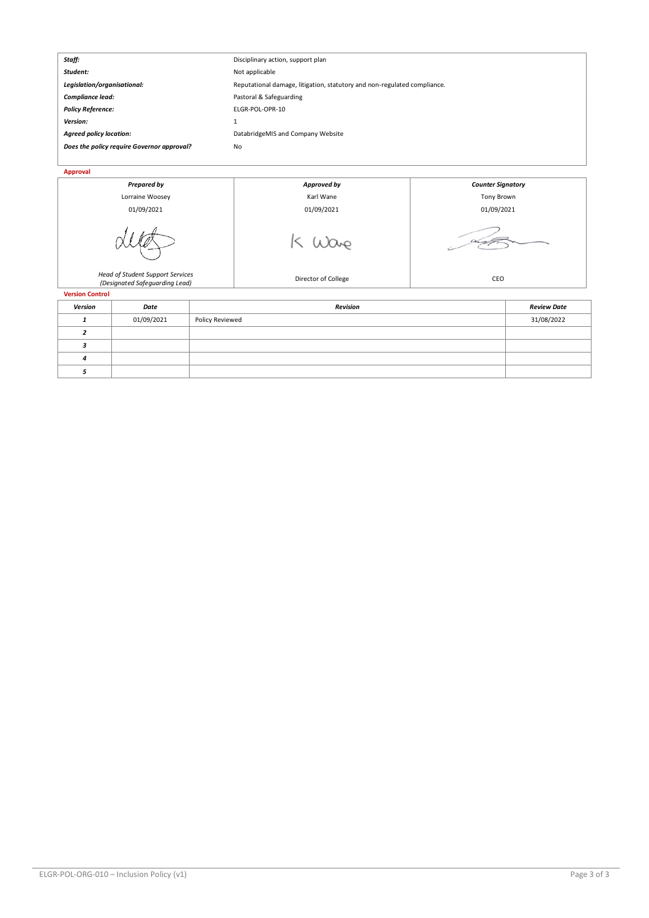| | |
|---|---|
| ***Staff:*** | Disciplinary action, support plan |
| ***Student:*** | Not applicable |
| ***Legislation/organisational:*** | Reputational damage, litigation, statutory and non-regulated compliance. |
| ***Compliance lead:*** | Pastoral & Safeguarding |
| ***Policy Reference:*** | ELGR-POL-OPR-10 |
| ***Version:*** | 1 |
| ***Agreed policy location:*** | DatabridgeMIS and Company Website |
| ***Does the policy require Governor approval?*** | No |

**Approval**

| ***Prepared by*** | ***Approved by*** | ***Counter Signatory*** |
|---|---|---|
| Lorraine Woosey | Karl Wane | Tony Brown |
| 01/09/2021 | 01/09/2021 | 01/09/2021 |
| *Head of Student Support Services (Designated Safeguarding Lead)* | Director of College | CEO |

**Version Control**

| ***Version*** | ***Date*** | ***Revision*** | ***Review Date*** |
|---|---|---|---|
| ***1*** | 01/09/2021 | Policy Reviewed | 31/08/2022 |
| ***2*** | | | |
| ***3*** | | | |
| ***4*** | | | |
| ***5*** | | | |